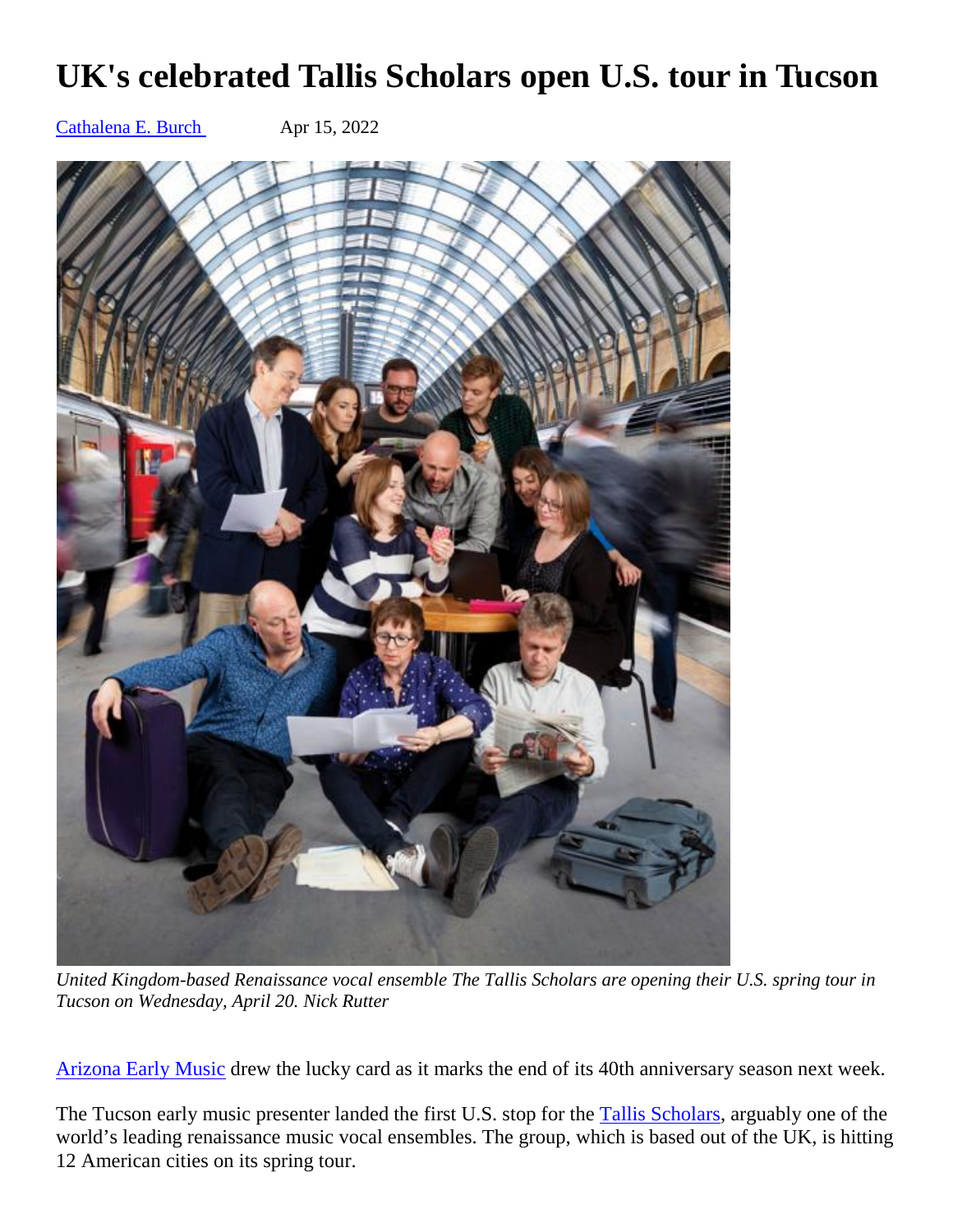# UK's celebrated Tallis Scholars open U.S. tour in Tucson

[Cathalena E. Burch](#) Apr 15, 2022

*United Kingdom-based Renaissance vocal ensemble The Tallis Scholars are opening their U.S. spring tour in Tucson on Wednesday, April 20. Nick Rutter*

[Arizona Early Music](#) drew the lucky card as it marks the end of its 40th anniversary season next week.

The Tucson early music presenter landed the first U.S. stop for the [Tallis Scholars](#), arguably one of the world's leading renaissance music vocal ensembles. The group, which is based out of the UK, is hitting 12 American cities on its spring tour.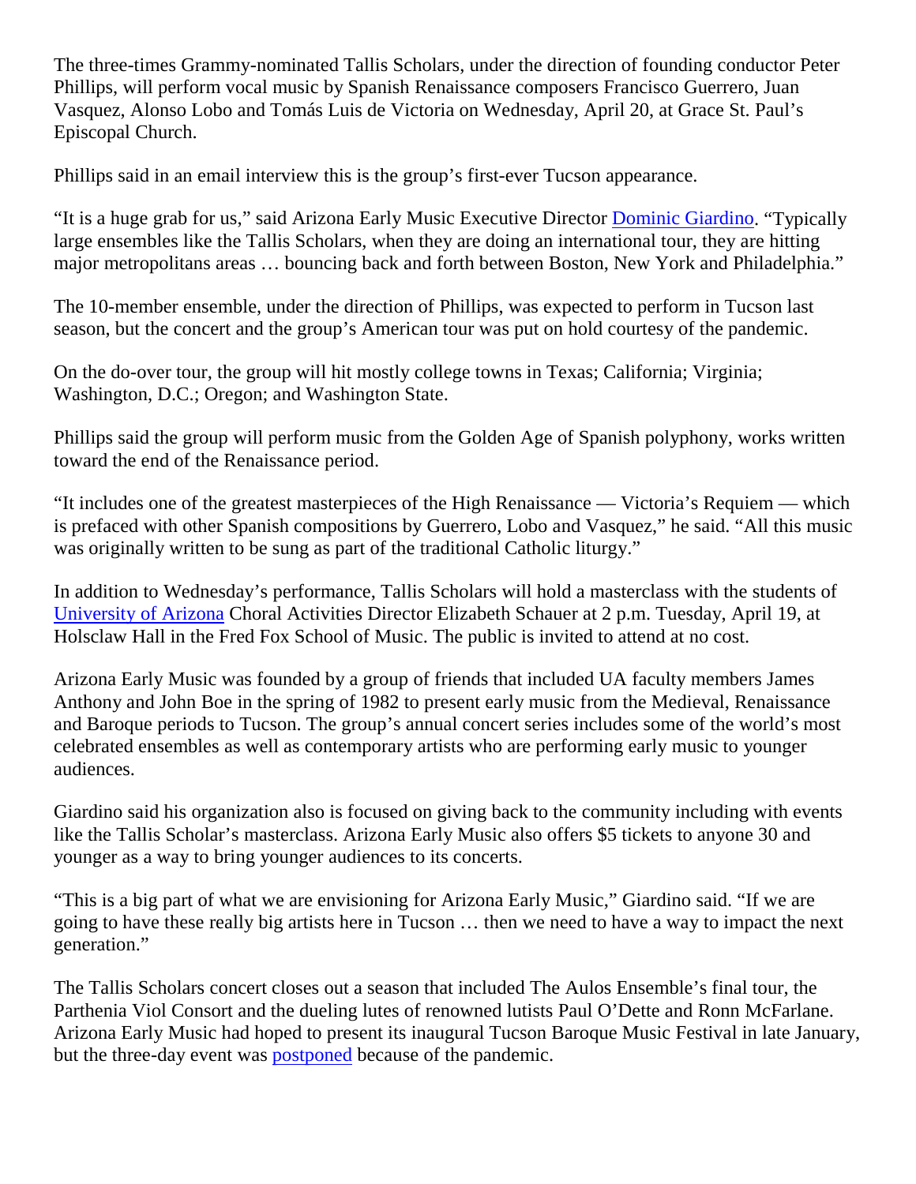The three-times Grammy-nominated Tallis Scholars, under the direction of founding conductor Peter Phillips, will perform vocal music by Spanish Renaissance composers Francisco Guerrero, Juan Vasquez, Alonso Lobo and Tomás Luis de Victoria on Wednesday, April 20, at Grace St. Paul's Episcopal Church.

Phillips said in an email interview this is the group's first-ever Tucson appearance.

"It is a huge grab for us," said Arizona Early Music Executive Director Dominic Giardino. "Typically large ensembles like the Tallis Scholars, when they are doing an international tour, they are hitting major metropolitans areas … bouncing back and forth between Boston, New York and Philadelphia."

The 10-member ensemble, under the direction of Phillips, was expected to perform in Tucson last season, but the concert and the group's American tour was put on hold courtesy of the pandemic.

On the do-over tour, the group will hit mostly college towns in Texas; California; Virginia; Washington, D.C.; Oregon; and Washington State.

Phillips said the group will perform music from the Golden Age of Spanish polyphony, works written toward the end of the Renaissance period.

"It includes one of the greatest masterpieces of the High Renaissance — Victoria's Requiem — which is prefaced with other Spanish compositions by Guerrero, Lobo and Vasquez," he said. "All this music was originally written to be sung as part of the traditional Catholic liturgy."

In addition to Wednesday's performance, Tallis Scholars will hold a masterclass with the students of University of Arizona Choral Activities Director Elizabeth Schauer at 2 p.m. Tuesday, April 19, at Holsclaw Hall in the Fred Fox School of Music. The public is invited to attend at no cost.

Arizona Early Music was founded by a group of friends that included UA faculty members James Anthony and John Boe in the spring of 1982 to present early music from the Medieval, Renaissance and Baroque periods to Tucson. The group's annual concert series includes some of the world's most celebrated ensembles as well as contemporary artists who are performing early music to younger audiences.

Giardino said his organization also is focused on giving back to the community including with events like the Tallis Scholar's masterclass. Arizona Early Music also offers $5 tickets to anyone 30 and younger as a way to bring younger audiences to its concerts.

"This is a big part of what we are envisioning for Arizona Early Music," Giardino said. "If we are going to have these really big artists here in Tucson … then we need to have a way to impact the next generation."

The Tallis Scholars concert closes out a season that included The Aulos Ensemble's final tour, the Parthenia Viol Consort and the dueling lutes of renowned lutists Paul O'Dette and Ronn McFarlane. Arizona Early Music had hoped to present its inaugural Tucson Baroque Music Festival in late January, but the three-day event was postponed because of the pandemic.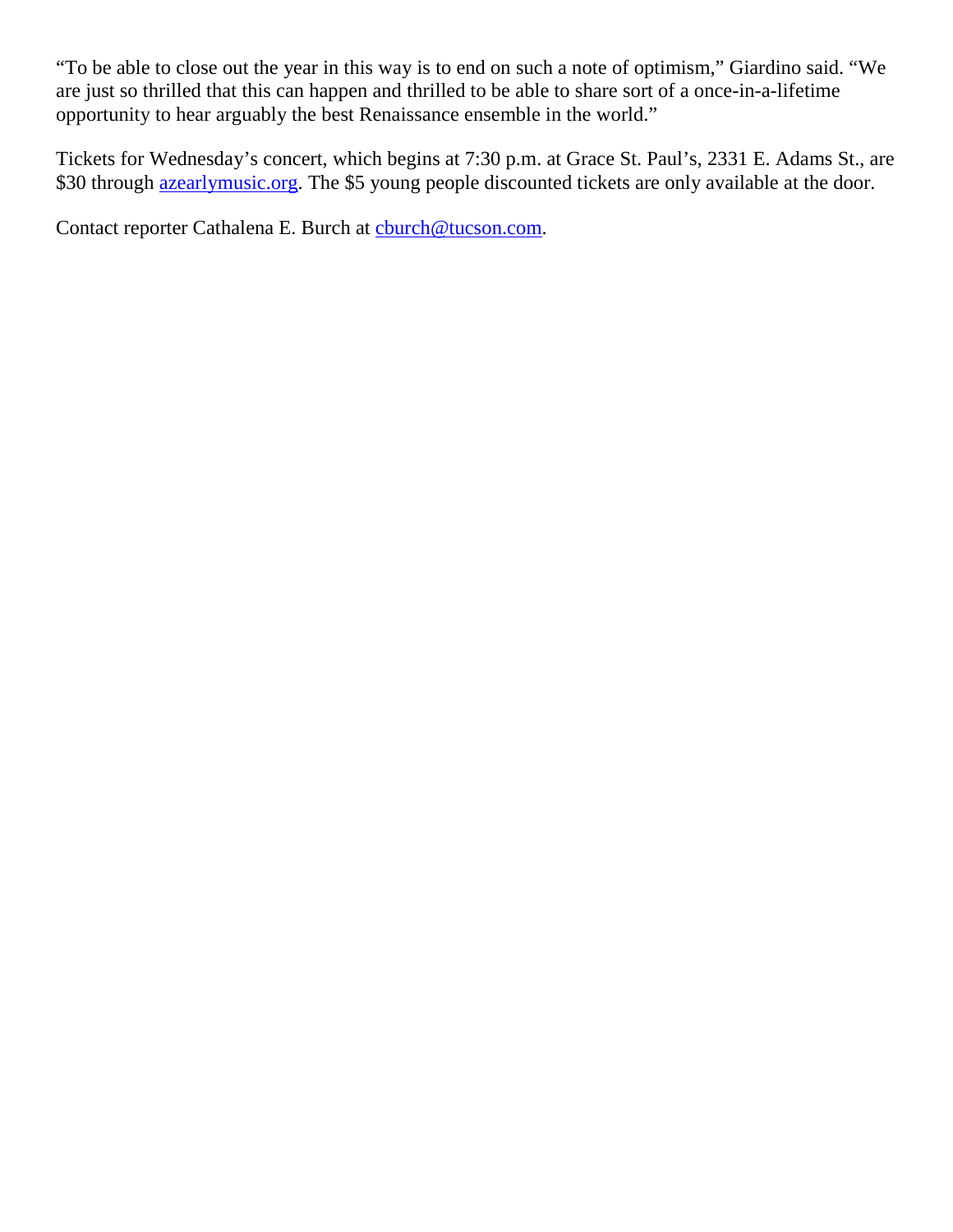"To be able to close out the year in this way is to end on such a note of optimism," Giardino said. "We are just so thrilled that this can happen and thrilled to be able to share sort of a once-in-a-lifetime opportunity to hear arguably the best Renaissance ensemble in the world."

Tickets for Wednesday's concert, which begins at 7:30 p.m. at Grace St. Paul's, 2331 E. Adams St., are $30 through [azearlymusic.org](azearlymusic.org). The $5 young people discounted tickets are only available at the door.

Contact reporter Cathalena E. Burch at [cburch@tucson.com](mailto:cburch@tucson.com).